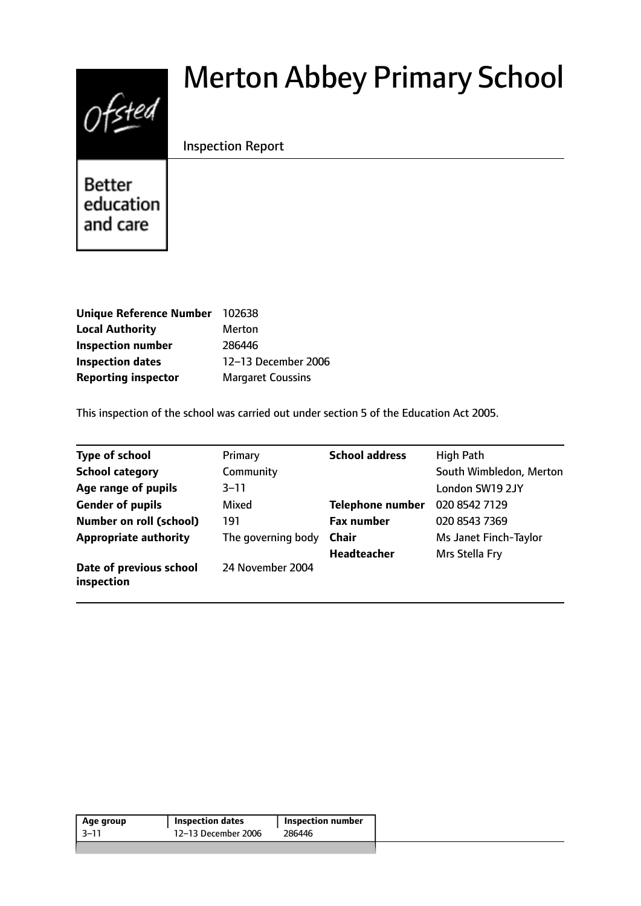# Merton Abbey Primary School

Inspection Report

Better education and care

| | |
|---|---|
| **Unique Reference Number** | 102638 |
| **Local Authority** | Merton |
| **Inspection number** | 286446 |
| **Inspection dates** | 12–13 December 2006 |
| **Reporting inspector** | Margaret Coussins |

This inspection of the school was carried out under section 5 of the Education Act 2005.

| | | | |
|---|---|---|---|
| **Type of school** | Primary | **School address** | High Path |
| **School category** | Community | | South Wimbledon, Merton |
| **Age range of pupils** | 3–11 | | London SW19 2JY |
| **Gender of pupils** | Mixed | **Telephone number** | 020 8542 7129 |
| **Number on roll (school)** | 191 | **Fax number** | 020 8543 7369 |
| **Appropriate authority** | The governing body | **Chair** | Ms Janet Finch-Taylor |
| | | **Headteacher** | Mrs Stella Fry |
| **Date of previous school inspection** | 24 November 2004 | | |

| Age group | Inspection dates | Inspection number |
|---|---|---|
| 3–11 | 12–13 December 2006 | 286446 |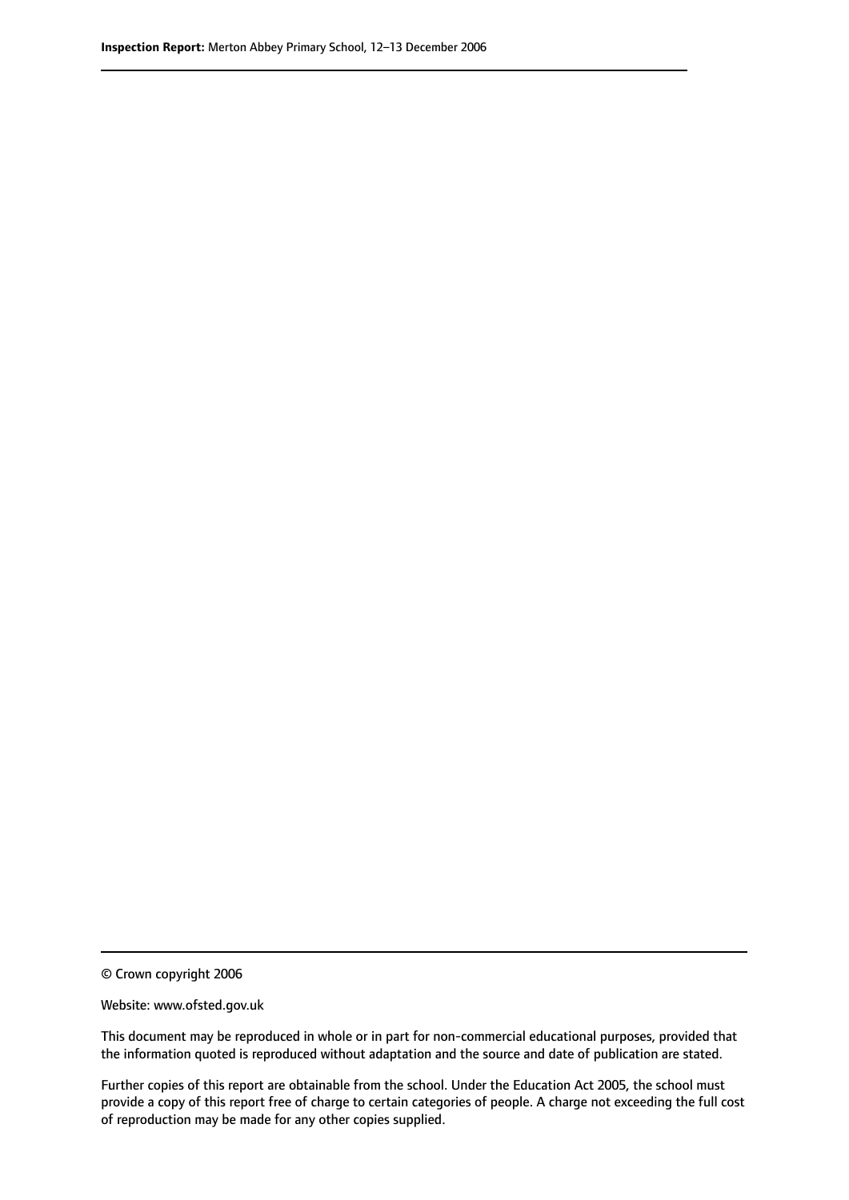© Crown copyright 2006

Website: www.ofsted.gov.uk

This document may be reproduced in whole or in part for non-commercial educational purposes, provided that the information quoted is reproduced without adaptation and the source and date of publication are stated.

Further copies of this report are obtainable from the school. Under the Education Act 2005, the school must provide a copy of this report free of charge to certain categories of people. A charge not exceeding the full cost of reproduction may be made for any other copies supplied.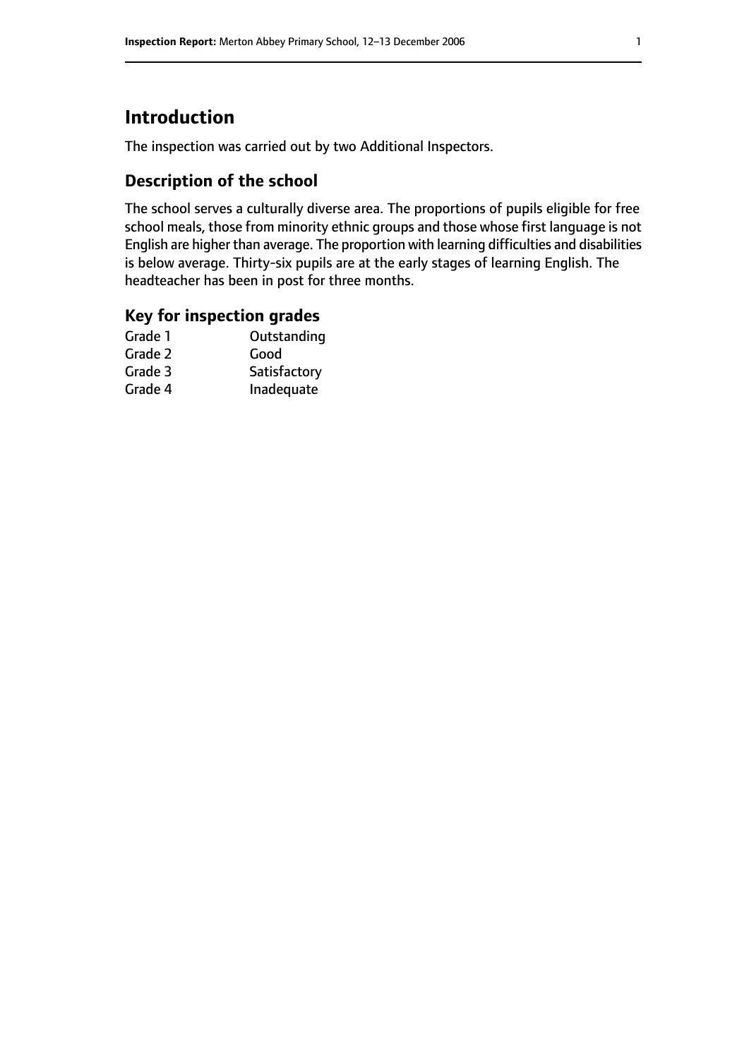# Introduction

The inspection was carried out by two Additional Inspectors.

## Description of the school

The school serves a culturally diverse area. The proportions of pupils eligible for free school meals, those from minority ethnic groups and those whose first language is not English are higher than average. The proportion with learning difficulties and disabilities is below average. Thirty-six pupils are at the early stages of learning English. The headteacher has been in post for three months.

## Key for inspection grades

| | |
|---|---|
| Grade 1 | Outstanding |
| Grade 2 | Good |
| Grade 3 | Satisfactory |
| Grade 4 | Inadequate |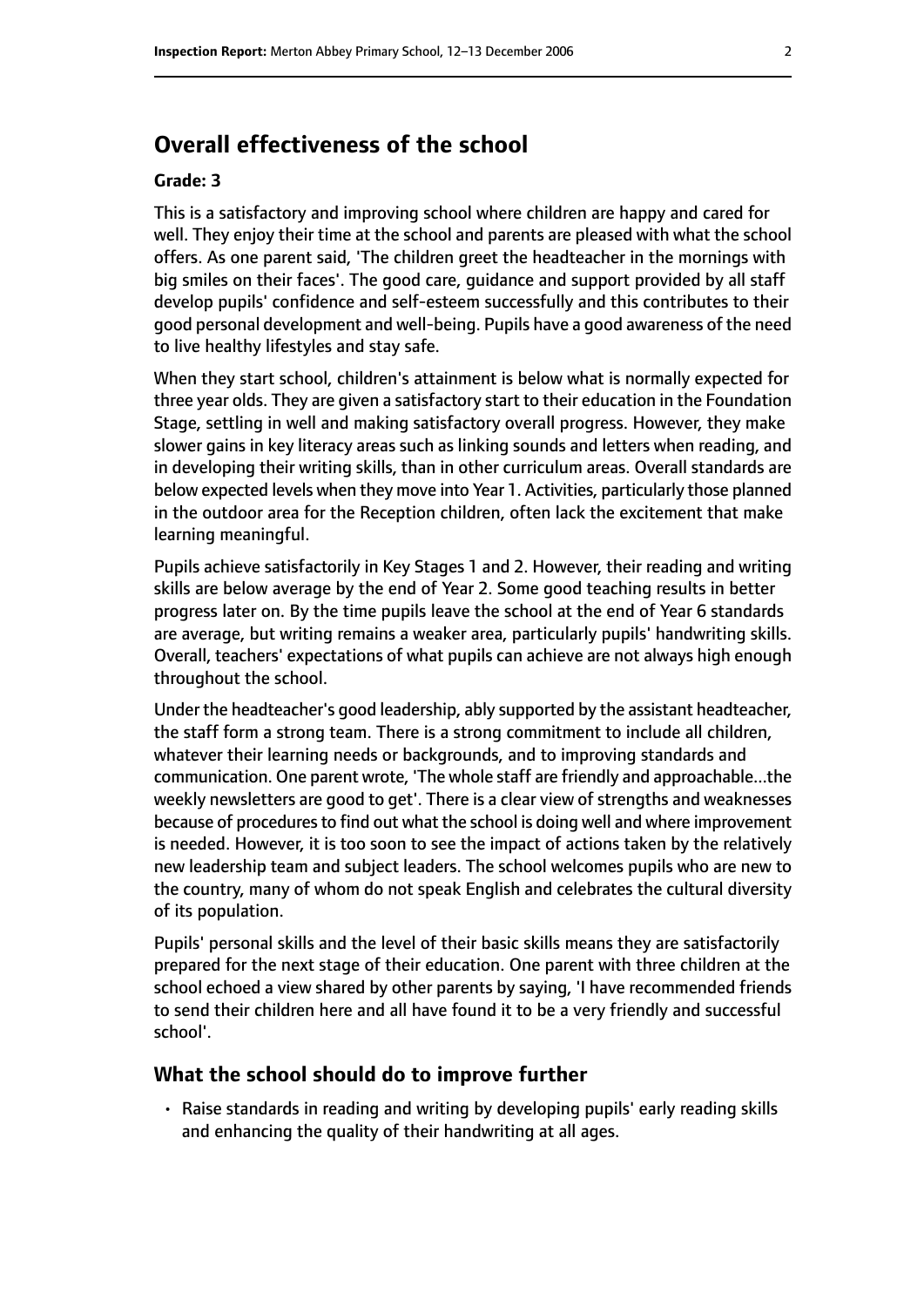## Overall effectiveness of the school

**Grade: 3**

This is a satisfactory and improving school where children are happy and cared for well. They enjoy their time at the school and parents are pleased with what the school offers. As one parent said, 'The children greet the headteacher in the mornings with big smiles on their faces'. The good care, guidance and support provided by all staff develop pupils' confidence and self-esteem successfully and this contributes to their good personal development and well-being. Pupils have a good awareness of the need to live healthy lifestyles and stay safe.

When they start school, children's attainment is below what is normally expected for three year olds. They are given a satisfactory start to their education in the Foundation Stage, settling in well and making satisfactory overall progress. However, they make slower gains in key literacy areas such as linking sounds and letters when reading, and in developing their writing skills, than in other curriculum areas. Overall standards are below expected levels when they move into Year 1. Activities, particularly those planned in the outdoor area for the Reception children, often lack the excitement that make learning meaningful.

Pupils achieve satisfactorily in Key Stages 1 and 2. However, their reading and writing skills are below average by the end of Year 2. Some good teaching results in better progress later on. By the time pupils leave the school at the end of Year 6 standards are average, but writing remains a weaker area, particularly pupils' handwriting skills. Overall, teachers' expectations of what pupils can achieve are not always high enough throughout the school.

Under the headteacher's good leadership, ably supported by the assistant headteacher, the staff form a strong team. There is a strong commitment to include all children, whatever their learning needs or backgrounds, and to improving standards and communication. One parent wrote, 'The whole staff are friendly and approachable...the weekly newsletters are good to get'. There is a clear view of strengths and weaknesses because of procedures to find out what the school is doing well and where improvement is needed. However, it is too soon to see the impact of actions taken by the relatively new leadership team and subject leaders. The school welcomes pupils who are new to the country, many of whom do not speak English and celebrates the cultural diversity of its population.

Pupils' personal skills and the level of their basic skills means they are satisfactorily prepared for the next stage of their education. One parent with three children at the school echoed a view shared by other parents by saying, 'I have recommended friends to send their children here and all have found it to be a very friendly and successful school'.

### What the school should do to improve further

- Raise standards in reading and writing by developing pupils' early reading skills and enhancing the quality of their handwriting at all ages.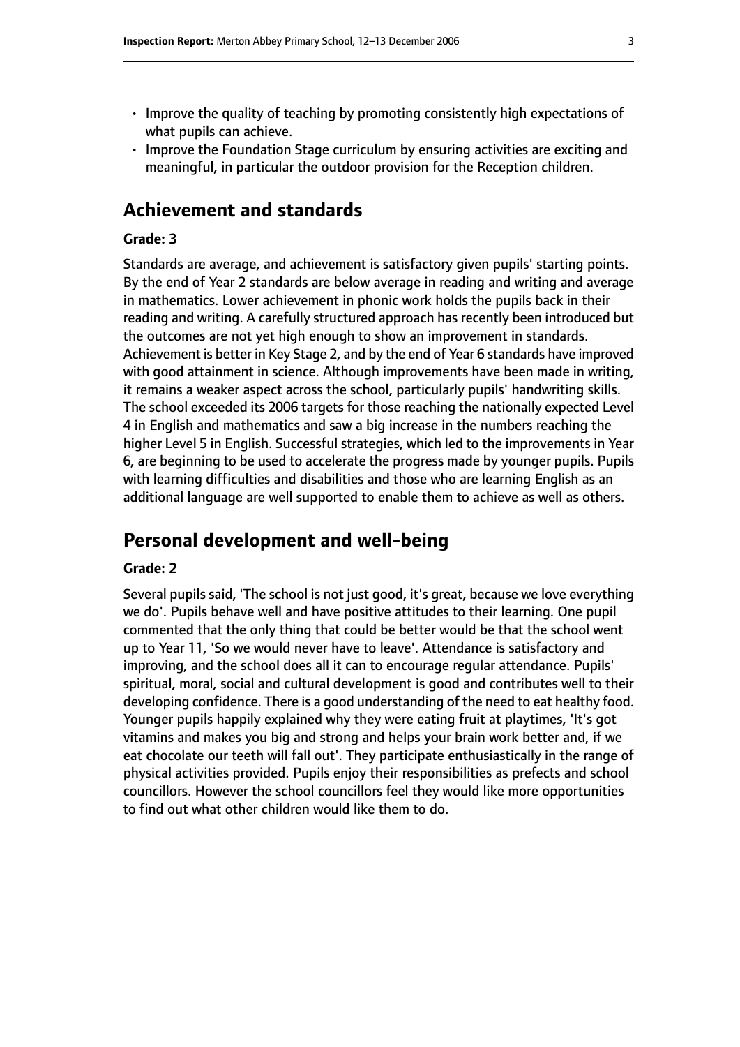- Improve the quality of teaching by promoting consistently high expectations of what pupils can achieve.
- Improve the Foundation Stage curriculum by ensuring activities are exciting and meaningful, in particular the outdoor provision for the Reception children.

## Achievement and standards

#### Grade: 3

Standards are average, and achievement is satisfactory given pupils' starting points. By the end of Year 2 standards are below average in reading and writing and average in mathematics. Lower achievement in phonic work holds the pupils back in their reading and writing. A carefully structured approach has recently been introduced but the outcomes are not yet high enough to show an improvement in standards. Achievement is better in Key Stage 2, and by the end of Year 6 standards have improved with good attainment in science. Although improvements have been made in writing, it remains a weaker aspect across the school, particularly pupils' handwriting skills. The school exceeded its 2006 targets for those reaching the nationally expected Level 4 in English and mathematics and saw a big increase in the numbers reaching the higher Level 5 in English. Successful strategies, which led to the improvements in Year 6, are beginning to be used to accelerate the progress made by younger pupils. Pupils with learning difficulties and disabilities and those who are learning English as an additional language are well supported to enable them to achieve as well as others.

## Personal development and well-being

#### Grade: 2

Several pupils said, 'The school is not just good, it's great, because we love everything we do'. Pupils behave well and have positive attitudes to their learning. One pupil commented that the only thing that could be better would be that the school went up to Year 11, 'So we would never have to leave'. Attendance is satisfactory and improving, and the school does all it can to encourage regular attendance. Pupils' spiritual, moral, social and cultural development is good and contributes well to their developing confidence. There is a good understanding of the need to eat healthy food. Younger pupils happily explained why they were eating fruit at playtimes, 'It's got vitamins and makes you big and strong and helps your brain work better and, if we eat chocolate our teeth will fall out'. They participate enthusiastically in the range of physical activities provided. Pupils enjoy their responsibilities as prefects and school councillors. However the school councillors feel they would like more opportunities to find out what other children would like them to do.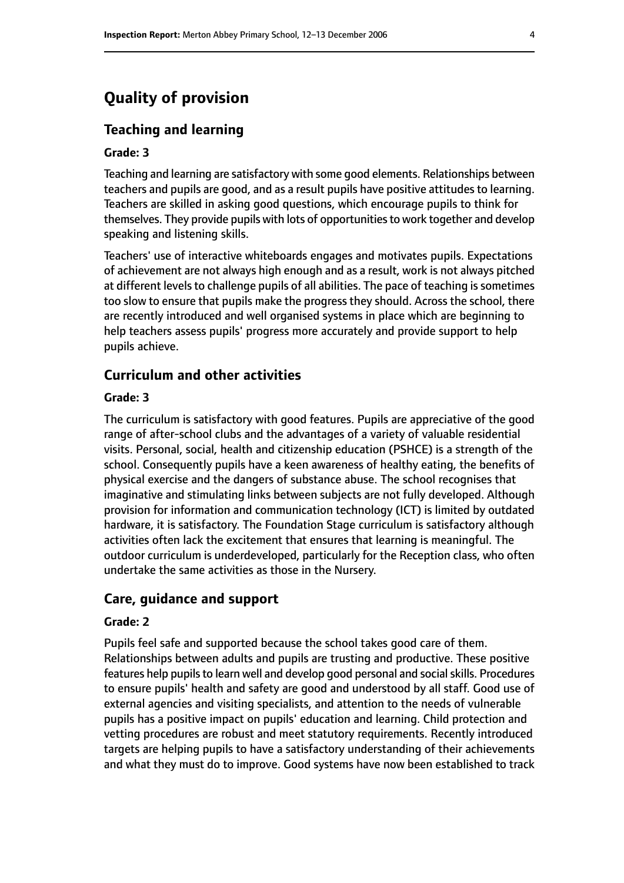# Quality of provision

## Teaching and learning

### Grade: 3

Teaching and learning are satisfactory with some good elements. Relationships between teachers and pupils are good, and as a result pupils have positive attitudes to learning. Teachers are skilled in asking good questions, which encourage pupils to think for themselves. They provide pupils with lots of opportunities to work together and develop speaking and listening skills.

Teachers' use of interactive whiteboards engages and motivates pupils. Expectations of achievement are not always high enough and as a result, work is not always pitched at different levels to challenge pupils of all abilities. The pace of teaching is sometimes too slow to ensure that pupils make the progress they should. Across the school, there are recently introduced and well organised systems in place which are beginning to help teachers assess pupils' progress more accurately and provide support to help pupils achieve.

## Curriculum and other activities

### Grade: 3

The curriculum is satisfactory with good features. Pupils are appreciative of the good range of after-school clubs and the advantages of a variety of valuable residential visits. Personal, social, health and citizenship education (PSHCE) is a strength of the school. Consequently pupils have a keen awareness of healthy eating, the benefits of physical exercise and the dangers of substance abuse. The school recognises that imaginative and stimulating links between subjects are not fully developed. Although provision for information and communication technology (ICT) is limited by outdated hardware, it is satisfactory. The Foundation Stage curriculum is satisfactory although activities often lack the excitement that ensures that learning is meaningful. The outdoor curriculum is underdeveloped, particularly for the Reception class, who often undertake the same activities as those in the Nursery.

## Care, guidance and support

### Grade: 2

Pupils feel safe and supported because the school takes good care of them. Relationships between adults and pupils are trusting and productive. These positive features help pupils to learn well and develop good personal and social skills. Procedures to ensure pupils' health and safety are good and understood by all staff. Good use of external agencies and visiting specialists, and attention to the needs of vulnerable pupils has a positive impact on pupils' education and learning. Child protection and vetting procedures are robust and meet statutory requirements. Recently introduced targets are helping pupils to have a satisfactory understanding of their achievements and what they must do to improve. Good systems have now been established to track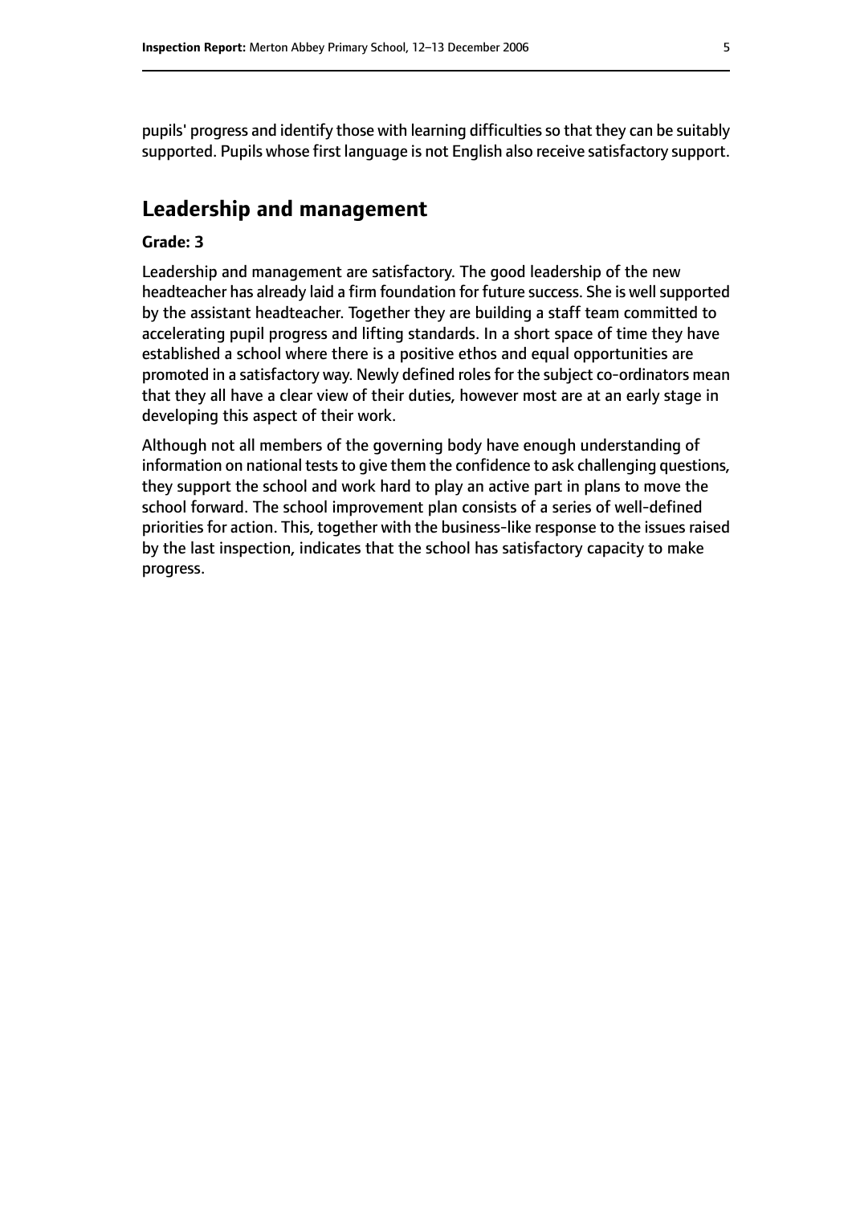pupils' progress and identify those with learning difficulties so that they can be suitably supported. Pupils whose first language is not English also receive satisfactory support.

## Leadership and management

**Grade: 3**

Leadership and management are satisfactory. The good leadership of the new headteacher has already laid a firm foundation for future success. She is well supported by the assistant headteacher. Together they are building a staff team committed to accelerating pupil progress and lifting standards. In a short space of time they have established a school where there is a positive ethos and equal opportunities are promoted in a satisfactory way. Newly defined roles for the subject co-ordinators mean that they all have a clear view of their duties, however most are at an early stage in developing this aspect of their work.

Although not all members of the governing body have enough understanding of information on national tests to give them the confidence to ask challenging questions, they support the school and work hard to play an active part in plans to move the school forward. The school improvement plan consists of a series of well-defined priorities for action. This, together with the business-like response to the issues raised by the last inspection, indicates that the school has satisfactory capacity to make progress.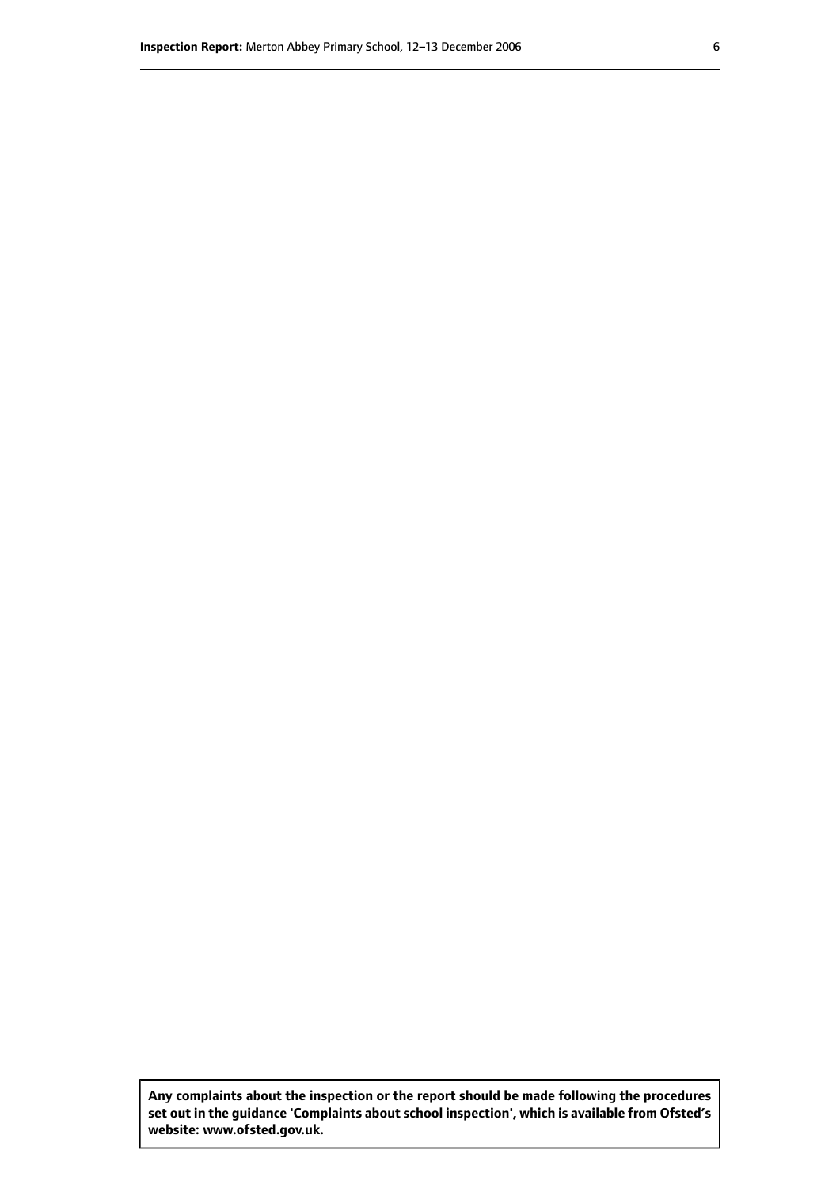**Any complaints about the inspection or the report should be made following the procedures set out in the guidance 'Complaints about school inspection', which is available from Ofsted's website: www.ofsted.gov.uk.**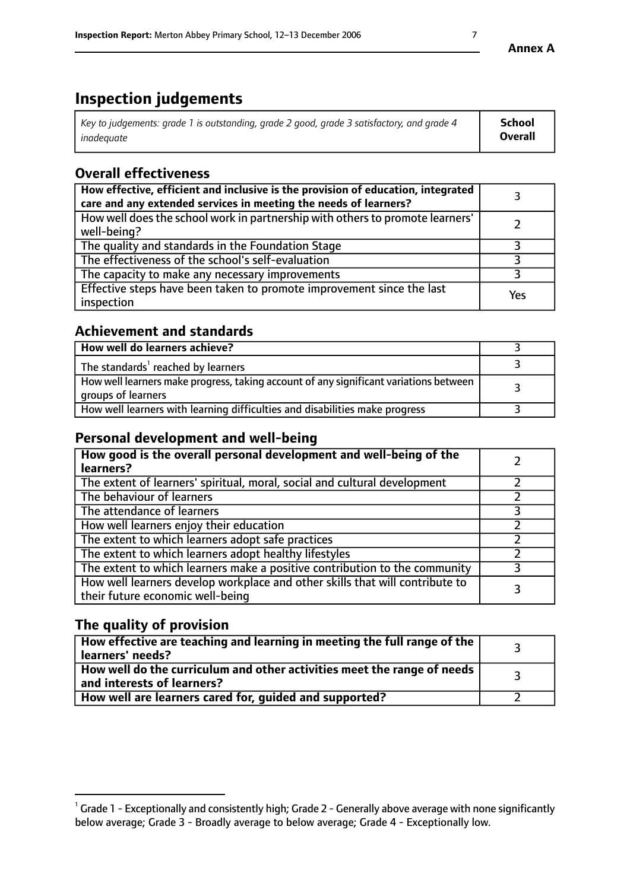Annex A

# Inspection judgements

| *Key to judgements: grade 1 is outstanding, grade 2 good, grade 3 satisfactory, and grade 4 inadequate* | **School Overall** |
|---|---|

## Overall effectiveness

| | |
|---|---|
| **How effective, efficient and inclusive is the provision of education, integrated care and any extended services in meeting the needs of learners?** | 3 |
| How well does the school work in partnership with others to promote learners' well-being? | 2 |
| The quality and standards in the Foundation Stage | 3 |
| The effectiveness of the school's self-evaluation | 3 |
| The capacity to make any necessary improvements | 3 |
| Effective steps have been taken to promote improvement since the last inspection | Yes |

## Achievement and standards

| | |
|---|---|
| **How well do learners achieve?** | 3 |
| The standards[1] reached by learners | 3 |
| How well learners make progress, taking account of any significant variations between groups of learners | 3 |
| How well learners with learning difficulties and disabilities make progress | 3 |

## Personal development and well-being

| | |
|---|---|
| **How good is the overall personal development and well-being of the learners?** | 2 |
| The extent of learners' spiritual, moral, social and cultural development | 2 |
| The behaviour of learners | 2 |
| The attendance of learners | 3 |
| How well learners enjoy their education | 2 |
| The extent to which learners adopt safe practices | 2 |
| The extent to which learners adopt healthy lifestyles | 2 |
| The extent to which learners make a positive contribution to the community | 3 |
| How well learners develop workplace and other skills that will contribute to their future economic well-being | 3 |

## The quality of provision

| | |
|---|---|
| **How effective are teaching and learning in meeting the full range of the learners' needs?** | 3 |
| **How well do the curriculum and other activities meet the range of needs and interests of learners?** | 3 |
| **How well are learners cared for, guided and supported?** | 2 |

[1] Grade 1 - Exceptionally and consistently high; Grade 2 - Generally above average with none significantly below average; Grade 3 - Broadly average to below average; Grade 4 - Exceptionally low.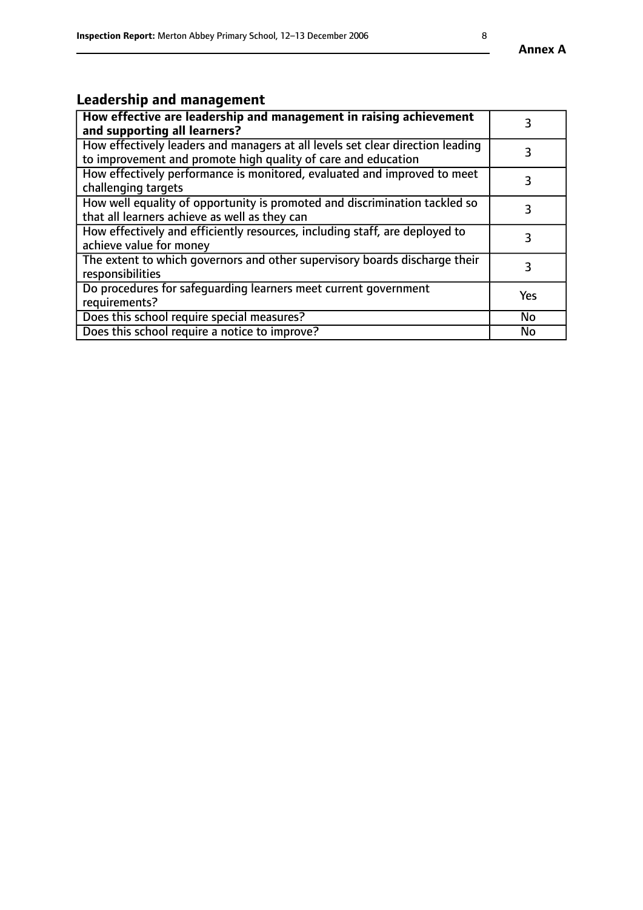## Leadership and management

| How effective are leadership and management in raising achievement and supporting all learners? | 3 |
|---|---|
| How effectively leaders and managers at all levels set clear direction leading to improvement and promote high quality of care and education | 3 |
| How effectively performance is monitored, evaluated and improved to meet challenging targets | 3 |
| How well equality of opportunity is promoted and discrimination tackled so that all learners achieve as well as they can | 3 |
| How effectively and efficiently resources, including staff, are deployed to achieve value for money | 3 |
| The extent to which governors and other supervisory boards discharge their responsibilities | 3 |
| Do procedures for safeguarding learners meet current government requirements? | Yes |
| Does this school require special measures? | No |
| Does this school require a notice to improve? | No |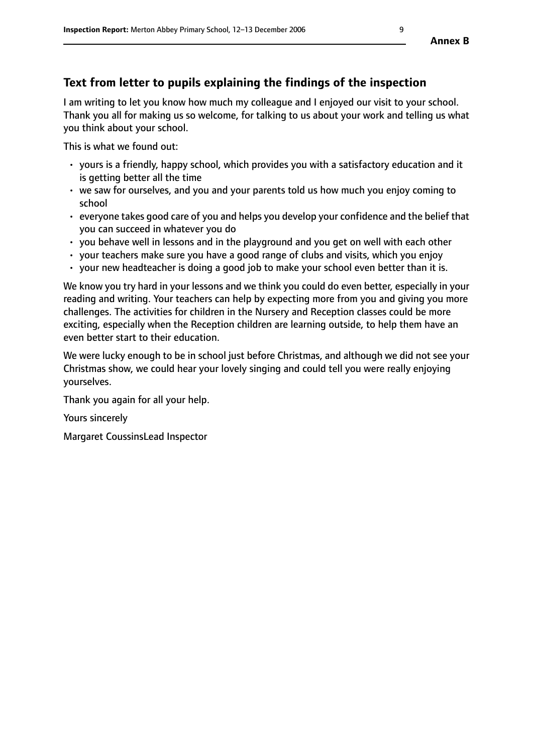## Text from letter to pupils explaining the findings of the inspection

I am writing to let you know how much my colleague and I enjoyed our visit to your school. Thank you all for making us so welcome, for talking to us about your work and telling us what you think about your school.

This is what we found out:

- yours is a friendly, happy school, which provides you with a satisfactory education and it is getting better all the time
- we saw for ourselves, and you and your parents told us how much you enjoy coming to school
- everyone takes good care of you and helps you develop your confidence and the belief that you can succeed in whatever you do
- you behave well in lessons and in the playground and you get on well with each other
- your teachers make sure you have a good range of clubs and visits, which you enjoy
- your new headteacher is doing a good job to make your school even better than it is.

We know you try hard in your lessons and we think you could do even better, especially in your reading and writing. Your teachers can help by expecting more from you and giving you more challenges. The activities for children in the Nursery and Reception classes could be more exciting, especially when the Reception children are learning outside, to help them have an even better start to their education.

We were lucky enough to be in school just before Christmas, and although we did not see your Christmas show, we could hear your lovely singing and could tell you were really enjoying yourselves.

Thank you again for all your help.

Yours sincerely

Margaret CoussinsLead Inspector